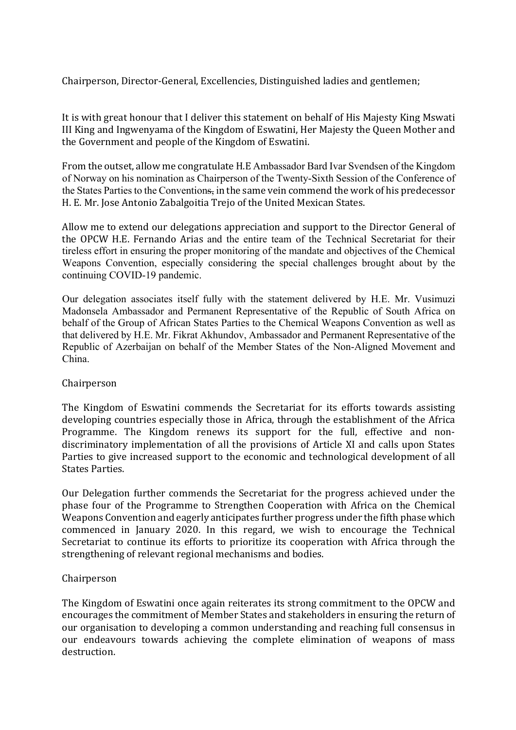Chairperson, Director-General, Excellencies, Distinguished ladies and gentlemen;

It is with great honour that I deliver this statement on behalf of His Majesty King Mswati III King and Ingwenyama of the Kingdom of Eswatini, Her Majesty the Queen Mother and the Government and people of the Kingdom of Eswatini.

From the outset, allow me congratulate H.E Ambassador Bard Ivar Svendsen of the Kingdom of Norway on his nomination as Chairperson of the Twenty-Sixth Session of the Conference of the States Parties to the Conventions, in the same vein commend the work of his predecessor H. E. Mr. Jose Antonio Zabalgoitia Trejo of the United Mexican States.

Allow me to extend our delegations appreciation and support to the Director General of the OPCW H.E. Fernando Arias and the entire team of the Technical Secretariat for their tireless effort in ensuring the proper monitoring of the mandate and objectives of the Chemical Weapons Convention, especially considering the special challenges brought about by the continuing COVID-19 pandemic.

Our delegation associates itself fully with the statement delivered by H.E. Mr. Vusimuzi Madonsela Ambassador and Permanent Representative of the Republic of South Africa on behalf of the Group of African States Parties to the Chemical Weapons Convention as well as that delivered by H.E. Mr. Fikrat Akhundov, Ambassador and Permanent Representative of the Republic of Azerbaijan on behalf of the Member States of the Non-Aligned Movement and China.

Chairperson

The Kingdom of Eswatini commends the Secretariat for its efforts towards assisting developing countries especially those in Africa, through the establishment of the Africa Programme. The Kingdom renews its support for the full, effective and non-discriminatory implementation of all the provisions of Article XI and calls upon States Parties to give increased support to the economic and technological development of all States Parties.

Our Delegation further commends the Secretariat for the progress achieved under the phase four of the Programme to Strengthen Cooperation with Africa on the Chemical Weapons Convention and eagerly anticipates further progress under the fifth phase which commenced in January 2020. In this regard, we wish to encourage the Technical Secretariat to continue its efforts to prioritize its cooperation with Africa through the strengthening of relevant regional mechanisms and bodies.

Chairperson

The Kingdom of Eswatini once again reiterates its strong commitment to the OPCW and encourages the commitment of Member States and stakeholders in ensuring the return of our organisation to developing a common understanding and reaching full consensus in our endeavours towards achieving the complete elimination of weapons of mass destruction.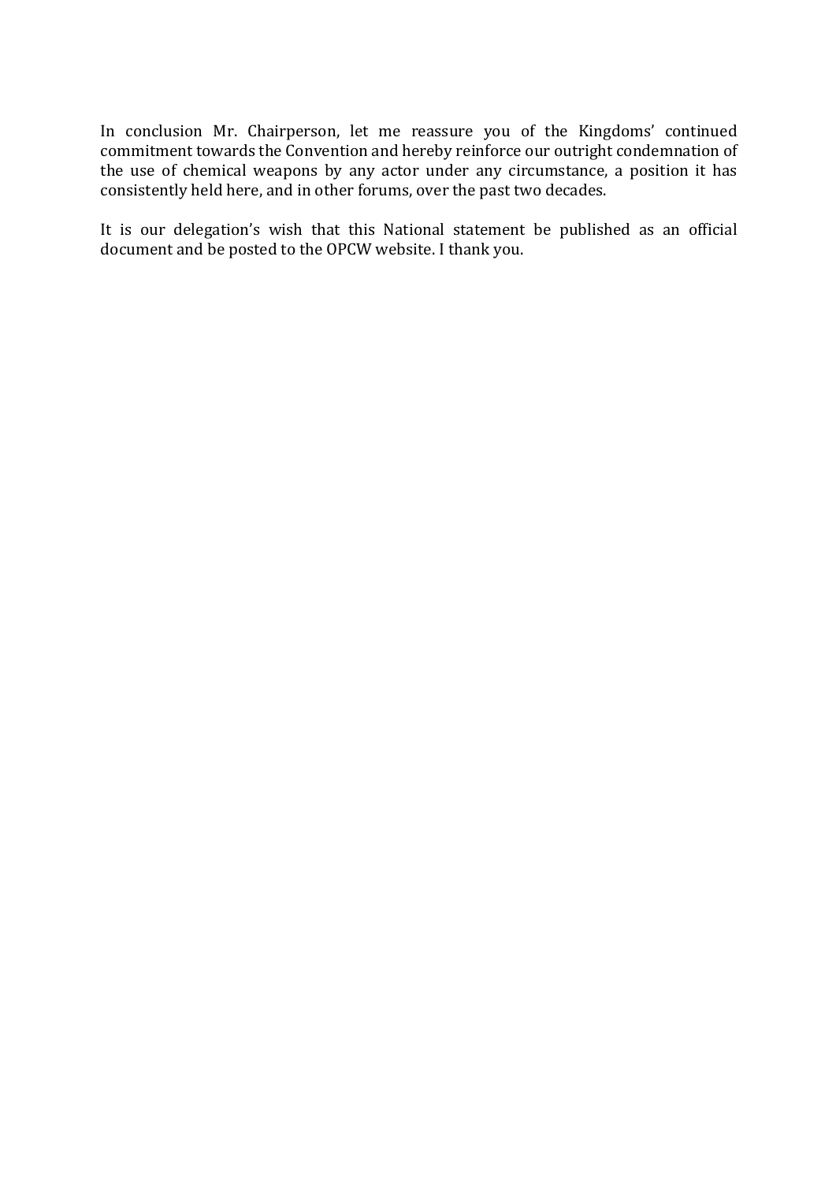In conclusion Mr. Chairperson, let me reassure you of the Kingdoms' continued commitment towards the Convention and hereby reinforce our outright condemnation of the use of chemical weapons by any actor under any circumstance, a position it has consistently held here, and in other forums, over the past two decades.

It is our delegation's wish that this National statement be published as an official document and be posted to the OPCW website. I thank you.